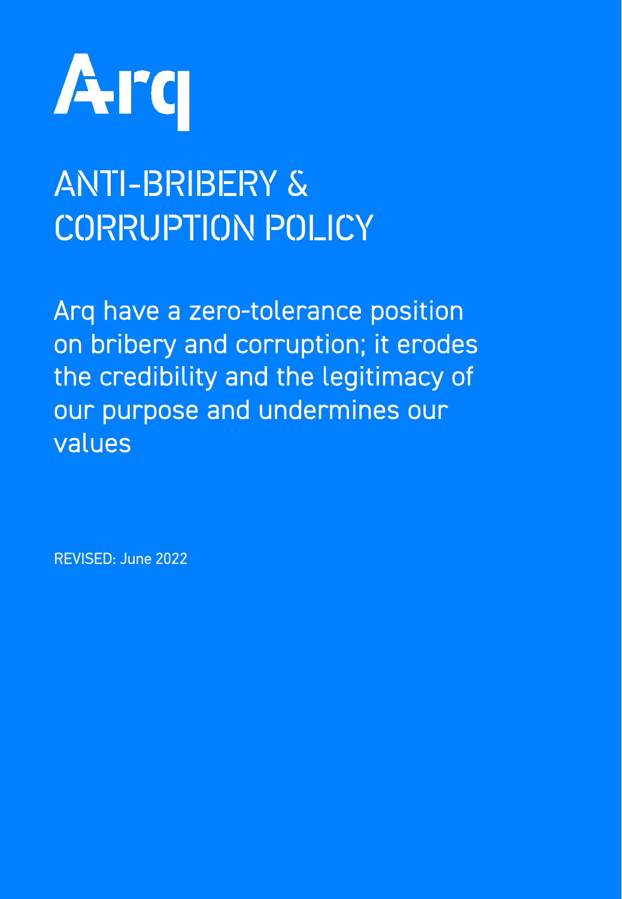# Arq

# ANTI-BRIBERY & CORRUPTION POLICY

Arq have a zero-tolerance position on bribery and corruption; it erodes the credibility and the legitimacy of our purpose and undermines our values

REVISED: June 2022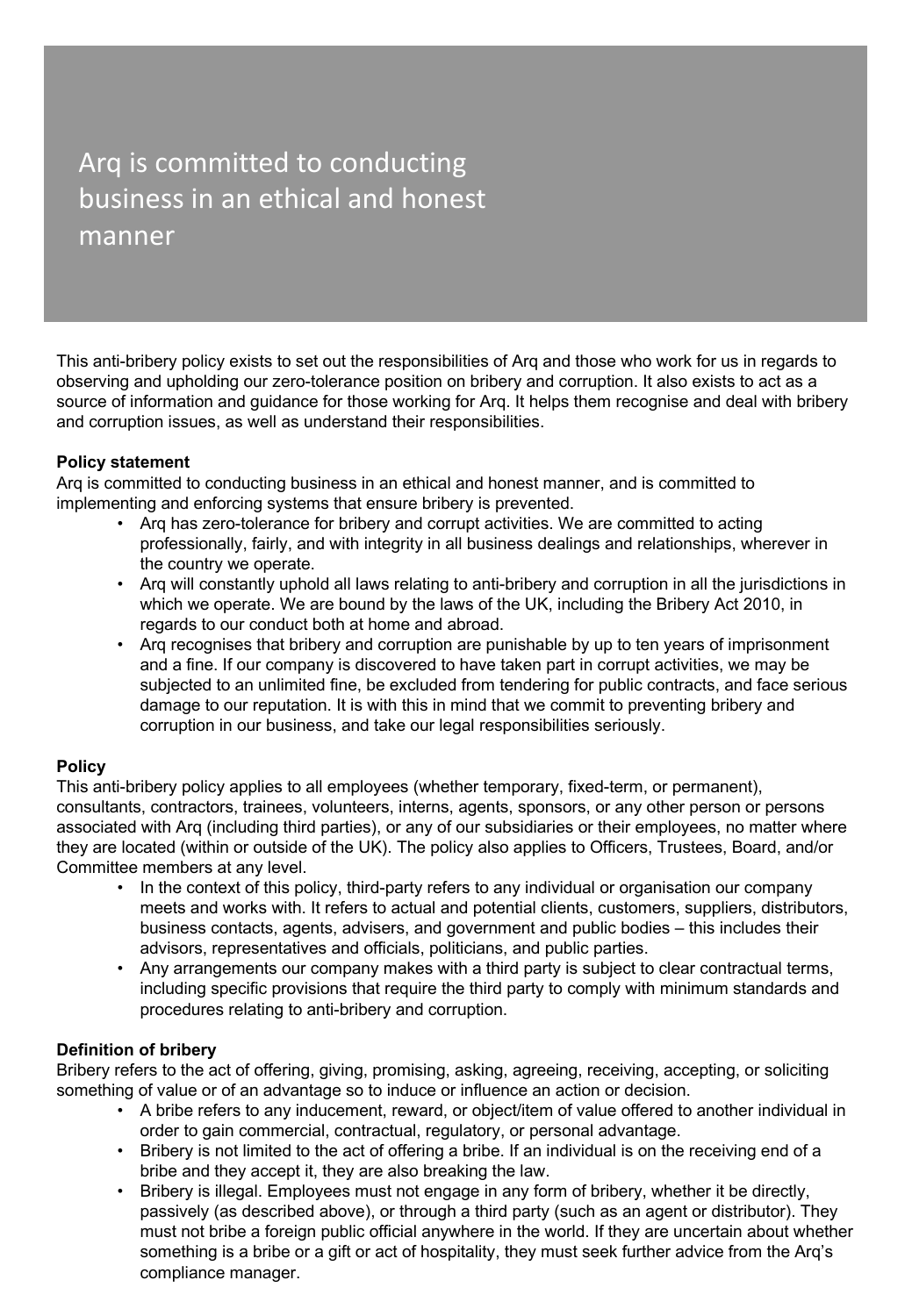# Arq is committed to conducting business in an ethical and honest manner

This anti-bribery policy exists to set out the responsibilities of Arq and those who work for us in regards to observing and upholding our zero-tolerance position on bribery and corruption. It also exists to act as a source of information and guidance for those working for Arq. It helps them recognise and deal with bribery and corruption issues, as well as understand their responsibilities.

**Policy statement**

Arq is committed to conducting business in an ethical and honest manner, and is committed to implementing and enforcing systems that ensure bribery is prevented.

- Arq has zero-tolerance for bribery and corrupt activities. We are committed to acting professionally, fairly, and with integrity in all business dealings and relationships, wherever in the country we operate.
- Arq will constantly uphold all laws relating to anti-bribery and corruption in all the jurisdictions in which we operate. We are bound by the laws of the UK, including the Bribery Act 2010, in regards to our conduct both at home and abroad.
- Arq recognises that bribery and corruption are punishable by up to ten years of imprisonment and a fine. If our company is discovered to have taken part in corrupt activities, we may be subjected to an unlimited fine, be excluded from tendering for public contracts, and face serious damage to our reputation. It is with this in mind that we commit to preventing bribery and corruption in our business, and take our legal responsibilities seriously.

**Policy**

This anti-bribery policy applies to all employees (whether temporary, fixed-term, or permanent), consultants, contractors, trainees, volunteers, interns, agents, sponsors, or any other person or persons associated with Arq (including third parties), or any of our subsidiaries or their employees, no matter where they are located (within or outside of the UK). The policy also applies to Officers, Trustees, Board, and/or Committee members at any level.

- In the context of this policy, third-party refers to any individual or organisation our company meets and works with. It refers to actual and potential clients, customers, suppliers, distributors, business contacts, agents, advisers, and government and public bodies – this includes their advisors, representatives and officials, politicians, and public parties.
- Any arrangements our company makes with a third party is subject to clear contractual terms, including specific provisions that require the third party to comply with minimum standards and procedures relating to anti-bribery and corruption.

**Definition of bribery**

Bribery refers to the act of offering, giving, promising, asking, agreeing, receiving, accepting, or soliciting something of value or of an advantage so to induce or influence an action or decision.

- A bribe refers to any inducement, reward, or object/item of value offered to another individual in order to gain commercial, contractual, regulatory, or personal advantage.
- Bribery is not limited to the act of offering a bribe. If an individual is on the receiving end of a bribe and they accept it, they are also breaking the law.
- Bribery is illegal. Employees must not engage in any form of bribery, whether it be directly, passively (as described above), or through a third party (such as an agent or distributor). They must not bribe a foreign public official anywhere in the world. If they are uncertain about whether something is a bribe or a gift or act of hospitality, they must seek further advice from the Arq's compliance manager.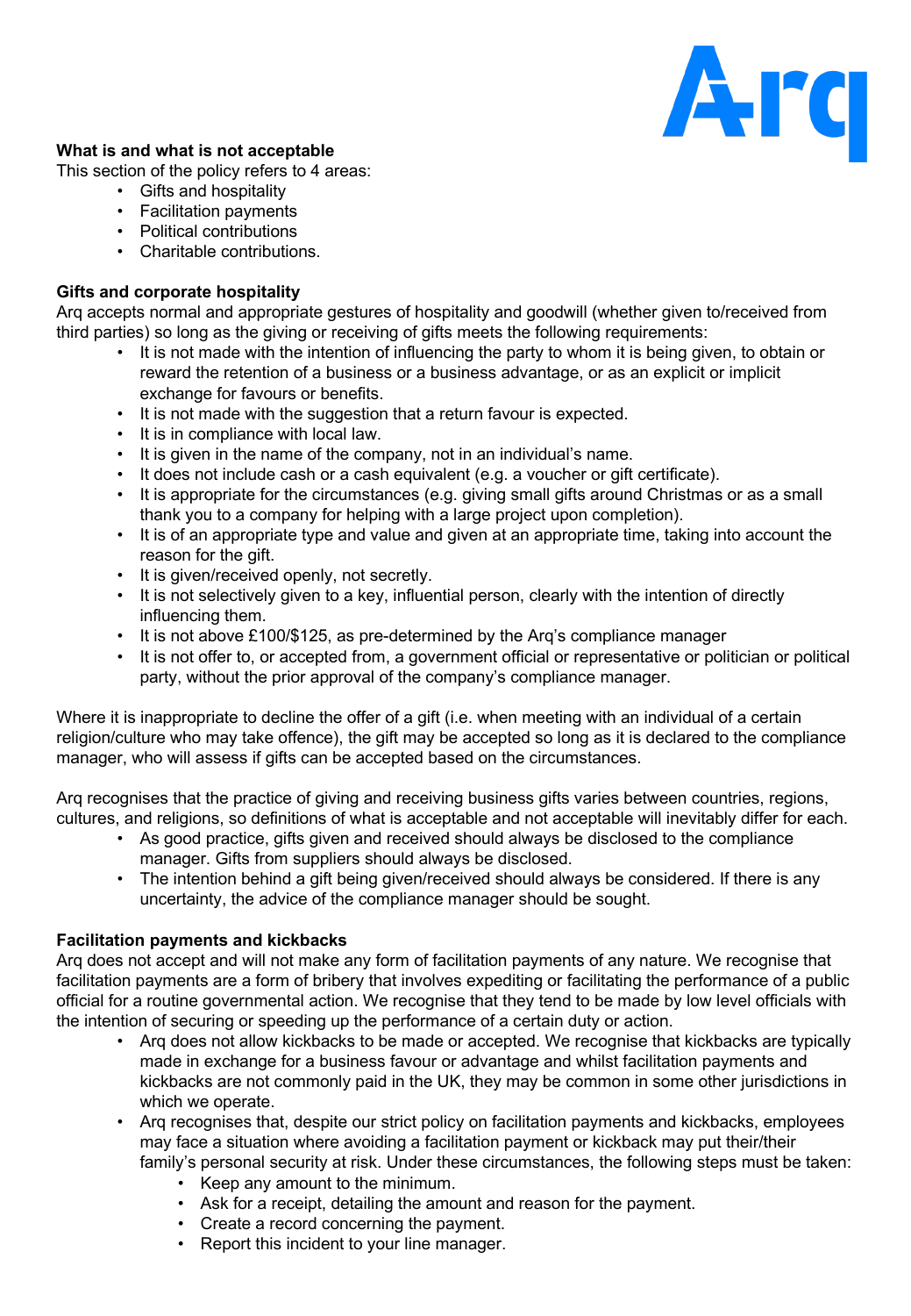**What is and what is not acceptable**

This section of the policy refers to 4 areas:

- Gifts and hospitality
- Facilitation payments
- Political contributions
- Charitable contributions.

**Gifts and corporate hospitality**

Arq accepts normal and appropriate gestures of hospitality and goodwill (whether given to/received from third parties) so long as the giving or receiving of gifts meets the following requirements:

- It is not made with the intention of influencing the party to whom it is being given, to obtain or reward the retention of a business or a business advantage, or as an explicit or implicit exchange for favours or benefits.
- It is not made with the suggestion that a return favour is expected.
- It is in compliance with local law.
- It is given in the name of the company, not in an individual's name.
- It does not include cash or a cash equivalent (e.g. a voucher or gift certificate).
- It is appropriate for the circumstances (e.g. giving small gifts around Christmas or as a small thank you to a company for helping with a large project upon completion).
- It is of an appropriate type and value and given at an appropriate time, taking into account the reason for the gift.
- It is given/received openly, not secretly.
- It is not selectively given to a key, influential person, clearly with the intention of directly influencing them.
- It is not above £100/$125, as pre-determined by the Arq's compliance manager
- It is not offer to, or accepted from, a government official or representative or politician or political party, without the prior approval of the company's compliance manager.

Where it is inappropriate to decline the offer of a gift (i.e. when meeting with an individual of a certain religion/culture who may take offence), the gift may be accepted so long as it is declared to the compliance manager, who will assess if gifts can be accepted based on the circumstances.

Arq recognises that the practice of giving and receiving business gifts varies between countries, regions, cultures, and religions, so definitions of what is acceptable and not acceptable will inevitably differ for each.

- As good practice, gifts given and received should always be disclosed to the compliance manager. Gifts from suppliers should always be disclosed.
- The intention behind a gift being given/received should always be considered. If there is any uncertainty, the advice of the compliance manager should be sought.

**Facilitation payments and kickbacks**

Arq does not accept and will not make any form of facilitation payments of any nature. We recognise that facilitation payments are a form of bribery that involves expediting or facilitating the performance of a public official for a routine governmental action. We recognise that they tend to be made by low level officials with the intention of securing or speeding up the performance of a certain duty or action.

- Arq does not allow kickbacks to be made or accepted. We recognise that kickbacks are typically made in exchange for a business favour or advantage and whilst facilitation payments and kickbacks are not commonly paid in the UK, they may be common in some other jurisdictions in which we operate.
- Arq recognises that, despite our strict policy on facilitation payments and kickbacks, employees may face a situation where avoiding a facilitation payment or kickback may put their/their family's personal security at risk. Under these circumstances, the following steps must be taken:
  - Keep any amount to the minimum.
  - Ask for a receipt, detailing the amount and reason for the payment.
  - Create a record concerning the payment.
  - Report this incident to your line manager.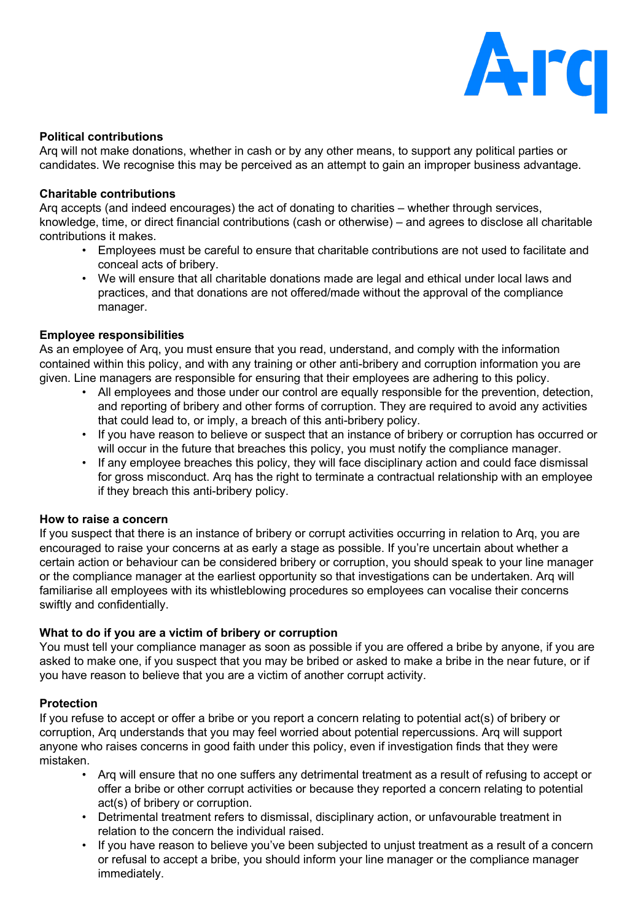**Political contributions**

Arq will not make donations, whether in cash or by any other means, to support any political parties or candidates. We recognise this may be perceived as an attempt to gain an improper business advantage.

**Charitable contributions**

Arq accepts (and indeed encourages) the act of donating to charities – whether through services, knowledge, time, or direct financial contributions (cash or otherwise) – and agrees to disclose all charitable contributions it makes.

- Employees must be careful to ensure that charitable contributions are not used to facilitate and conceal acts of bribery.
- We will ensure that all charitable donations made are legal and ethical under local laws and practices, and that donations are not offered/made without the approval of the compliance manager.

**Employee responsibilities**

As an employee of Arq, you must ensure that you read, understand, and comply with the information contained within this policy, and with any training or other anti-bribery and corruption information you are given. Line managers are responsible for ensuring that their employees are adhering to this policy.

- All employees and those under our control are equally responsible for the prevention, detection, and reporting of bribery and other forms of corruption. They are required to avoid any activities that could lead to, or imply, a breach of this anti-bribery policy.
- If you have reason to believe or suspect that an instance of bribery or corruption has occurred or will occur in the future that breaches this policy, you must notify the compliance manager.
- If any employee breaches this policy, they will face disciplinary action and could face dismissal for gross misconduct. Arq has the right to terminate a contractual relationship with an employee if they breach this anti-bribery policy.

**How to raise a concern**

If you suspect that there is an instance of bribery or corrupt activities occurring in relation to Arq, you are encouraged to raise your concerns at as early a stage as possible. If you're uncertain about whether a certain action or behaviour can be considered bribery or corruption, you should speak to your line manager or the compliance manager at the earliest opportunity so that investigations can be undertaken. Arq will familiarise all employees with its whistleblowing procedures so employees can vocalise their concerns swiftly and confidentially.

**What to do if you are a victim of bribery or corruption**

You must tell your compliance manager as soon as possible if you are offered a bribe by anyone, if you are asked to make one, if you suspect that you may be bribed or asked to make a bribe in the near future, or if you have reason to believe that you are a victim of another corrupt activity.

**Protection**

If you refuse to accept or offer a bribe or you report a concern relating to potential act(s) of bribery or corruption, Arq understands that you may feel worried about potential repercussions. Arq will support anyone who raises concerns in good faith under this policy, even if investigation finds that they were mistaken.

- Arq will ensure that no one suffers any detrimental treatment as a result of refusing to accept or offer a bribe or other corrupt activities or because they reported a concern relating to potential act(s) of bribery or corruption.
- Detrimental treatment refers to dismissal, disciplinary action, or unfavourable treatment in relation to the concern the individual raised.
- If you have reason to believe you've been subjected to unjust treatment as a result of a concern or refusal to accept a bribe, you should inform your line manager or the compliance manager immediately.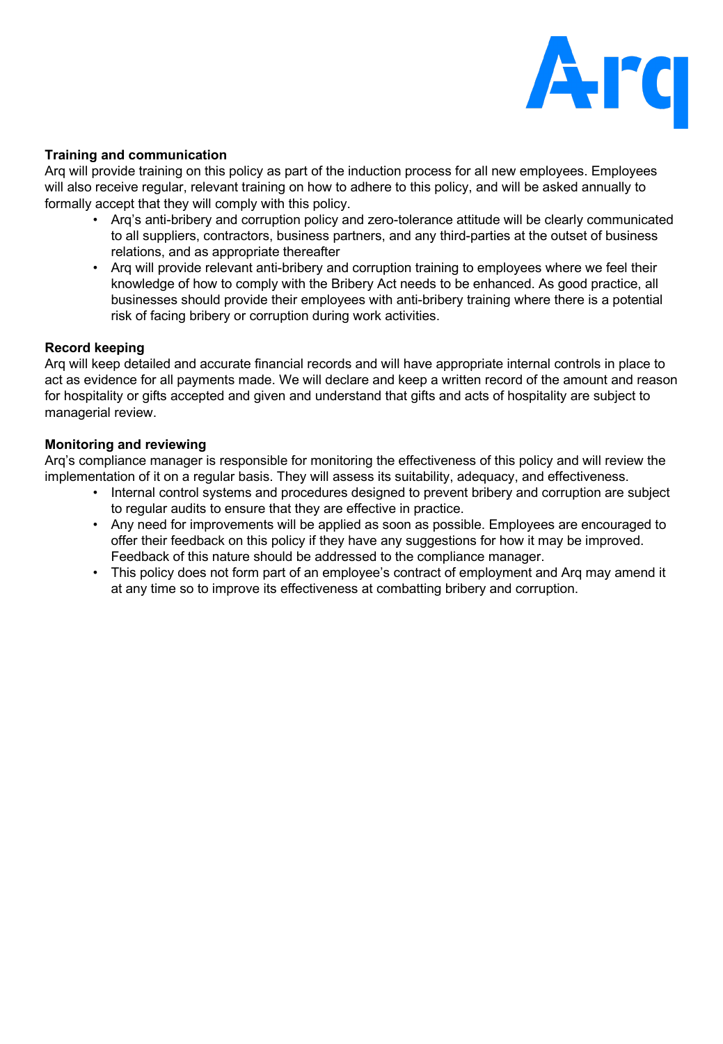**Training and communication**

Arq will provide training on this policy as part of the induction process for all new employees. Employees will also receive regular, relevant training on how to adhere to this policy, and will be asked annually to formally accept that they will comply with this policy.

- Arq's anti-bribery and corruption policy and zero-tolerance attitude will be clearly communicated to all suppliers, contractors, business partners, and any third-parties at the outset of business relations, and as appropriate thereafter
- Arq will provide relevant anti-bribery and corruption training to employees where we feel their knowledge of how to comply with the Bribery Act needs to be enhanced. As good practice, all businesses should provide their employees with anti-bribery training where there is a potential risk of facing bribery or corruption during work activities.

**Record keeping**

Arq will keep detailed and accurate financial records and will have appropriate internal controls in place to act as evidence for all payments made. We will declare and keep a written record of the amount and reason for hospitality or gifts accepted and given and understand that gifts and acts of hospitality are subject to managerial review.

**Monitoring and reviewing**

Arq's compliance manager is responsible for monitoring the effectiveness of this policy and will review the implementation of it on a regular basis. They will assess its suitability, adequacy, and effectiveness.

- Internal control systems and procedures designed to prevent bribery and corruption are subject to regular audits to ensure that they are effective in practice.
- Any need for improvements will be applied as soon as possible. Employees are encouraged to offer their feedback on this policy if they have any suggestions for how it may be improved. Feedback of this nature should be addressed to the compliance manager.
- This policy does not form part of an employee's contract of employment and Arq may amend it at any time so to improve its effectiveness at combatting bribery and corruption.